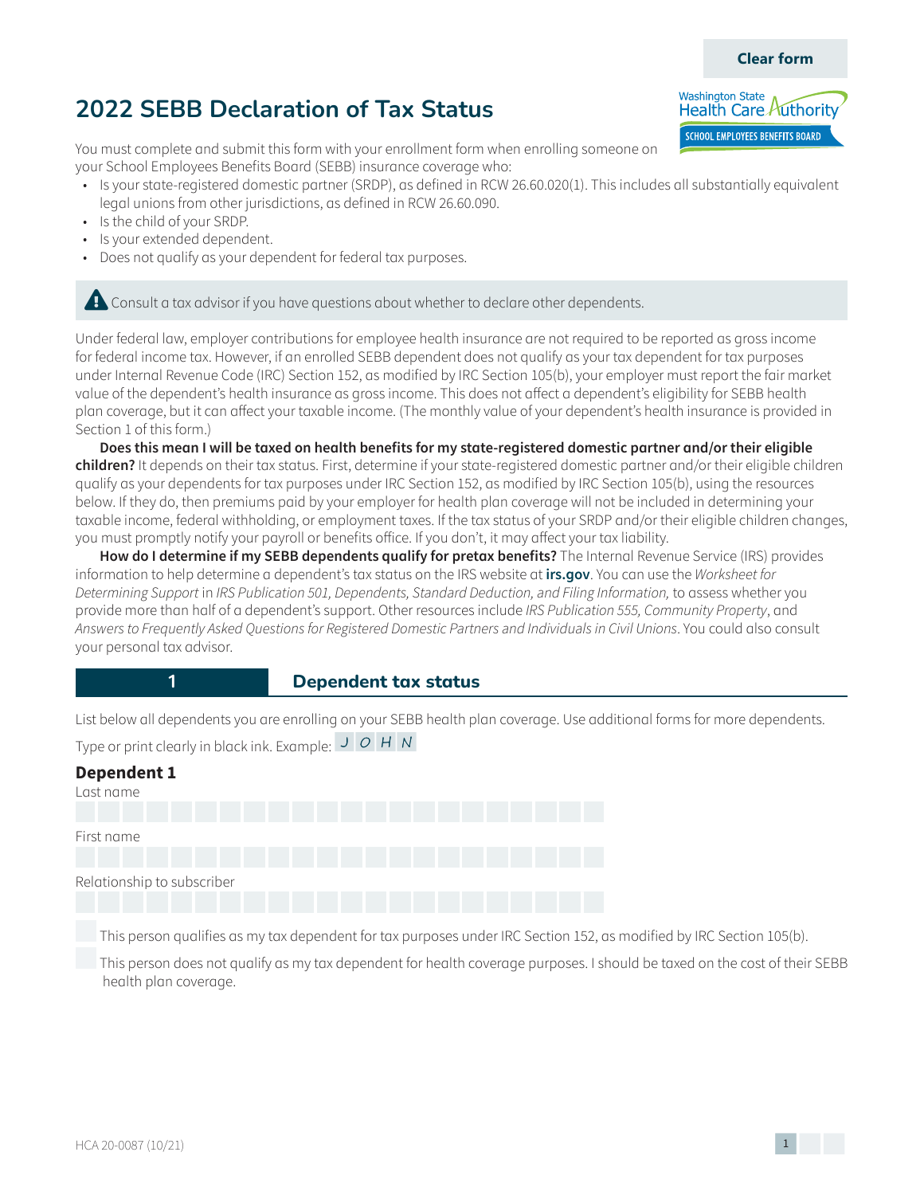# 2022 SEBB Declaration of Tax Status

You must complete and submit this form with your enrollment form when enrolling someone on your School Employees Benefits Board (SEBB) insurance coverage who:

- Is your state-registered domestic partner (SRDP), as defined in RCW 26.60.020(1). This includes all substantially equivalent legal unions from other jurisdictions, as defined in RCW 26.60.090.
- Is the child of your SRDP.
- Is your extended dependent.
- Does not qualify as your dependent for federal tax purposes.

⚠ Consult a tax advisor if you have questions about whether to declare other dependents.

Under federal law, employer contributions for employee health insurance are not required to be reported as gross income for federal income tax. However, if an enrolled SEBB dependent does not qualify as your tax dependent for tax purposes under Internal Revenue Code (IRC) Section 152, as modified by IRC Section 105(b), your employer must report the fair market value of the dependent's health insurance as gross income. This does not affect a dependent's eligibility for SEBB health plan coverage, but it can affect your taxable income. (The monthly value of your dependent's health insurance is provided in Section 1 of this form.)

**Does this mean I will be taxed on health benefits for my state-registered domestic partner and/or their eligible children?** It depends on their tax status. First, determine if your state-registered domestic partner and/or their eligible children qualify as your dependents for tax purposes under IRC Section 152, as modified by IRC Section 105(b), using the resources below. If they do, then premiums paid by your employer for health plan coverage will not be included in determining your taxable income, federal withholding, or employment taxes. If the tax status of your SRDP and/or their eligible children changes, you must promptly notify your payroll or benefits office. If you don't, it may affect your tax liability.

**How do I determine if my SEBB dependents qualify for pretax benefits?** The Internal Revenue Service (IRS) provides information to help determine a dependent's tax status on the IRS website at **irs.gov**. You can use the *Worksheet for Determining Support* in *IRS Publication 501, Dependents, Standard Deduction, and Filing Information,* to assess whether you provide more than half of a dependent's support. Other resources include *IRS Publication 555, Community Property*, and *Answers to Frequently Asked Questions for Registered Domestic Partners and Individuals in Civil Unions*. You could also consult your personal tax advisor.

## 1 Dependent tax status

List below all dependents you are enrolling on your SEBB health plan coverage. Use additional forms for more dependents.

Type or print clearly in black ink. Example: J O H N

### Dependent 1

Last name

First name

Relationship to subscriber

☐ This person qualifies as my tax dependent for tax purposes under IRC Section 152, as modified by IRC Section 105(b).

☐ This person does not qualify as my tax dependent for health coverage purposes. I should be taxed on the cost of their SEBB health plan coverage.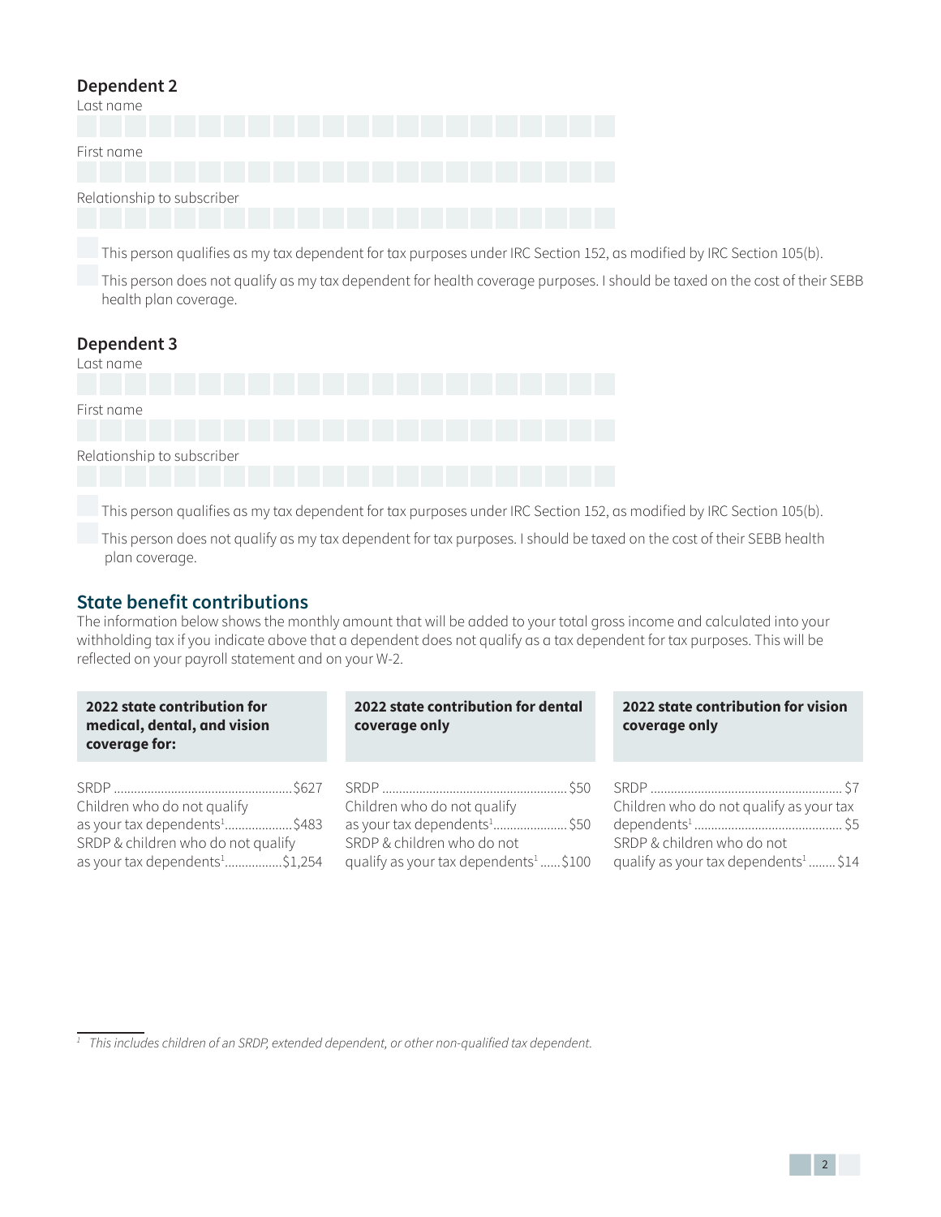## Dependent 2

Last name

First name

Relationship to subscriber

- [ ] This person qualifies as my tax dependent for tax purposes under IRC Section 152, as modified by IRC Section 105(b).
- [ ] This person does not qualify as my tax dependent for health coverage purposes. I should be taxed on the cost of their SEBB health plan coverage.

## Dependent 3

Last name

First name

Relationship to subscriber

- [ ] This person qualifies as my tax dependent for tax purposes under IRC Section 152, as modified by IRC Section 105(b).
- [ ] This person does not qualify as my tax dependent for tax purposes. I should be taxed on the cost of their SEBB health plan coverage.

## State benefit contributions

The information below shows the monthly amount that will be added to your total gross income and calculated into your withholding tax if you indicate above that a dependent does not qualify as a tax dependent for tax purposes. This will be reflected on your payroll statement and on your W-2.

| **2022 state contribution for medical, dental, and vision coverage for:** | | **2022 state contribution for dental coverage only** | | **2022 state contribution for vision coverage only** | |
|---|---|---|---|---|---|
| SRDP | $627 | SRDP | $50 | SRDP | $7 |
| Children who do not qualify as your tax dependents[1] | $483 | Children who do not qualify as your tax dependents[1] | $50 | Children who do not qualify as your tax dependents[1] | $5 |
| SRDP & children who do not qualify as your tax dependents[1] | $1,254 | SRDP & children who do not qualify as your tax dependents[1] | $100 | SRDP & children who do not qualify as your tax dependents[1] | $14 |

[1] *This includes children of an SRDP, extended dependent, or other non-qualified tax dependent.*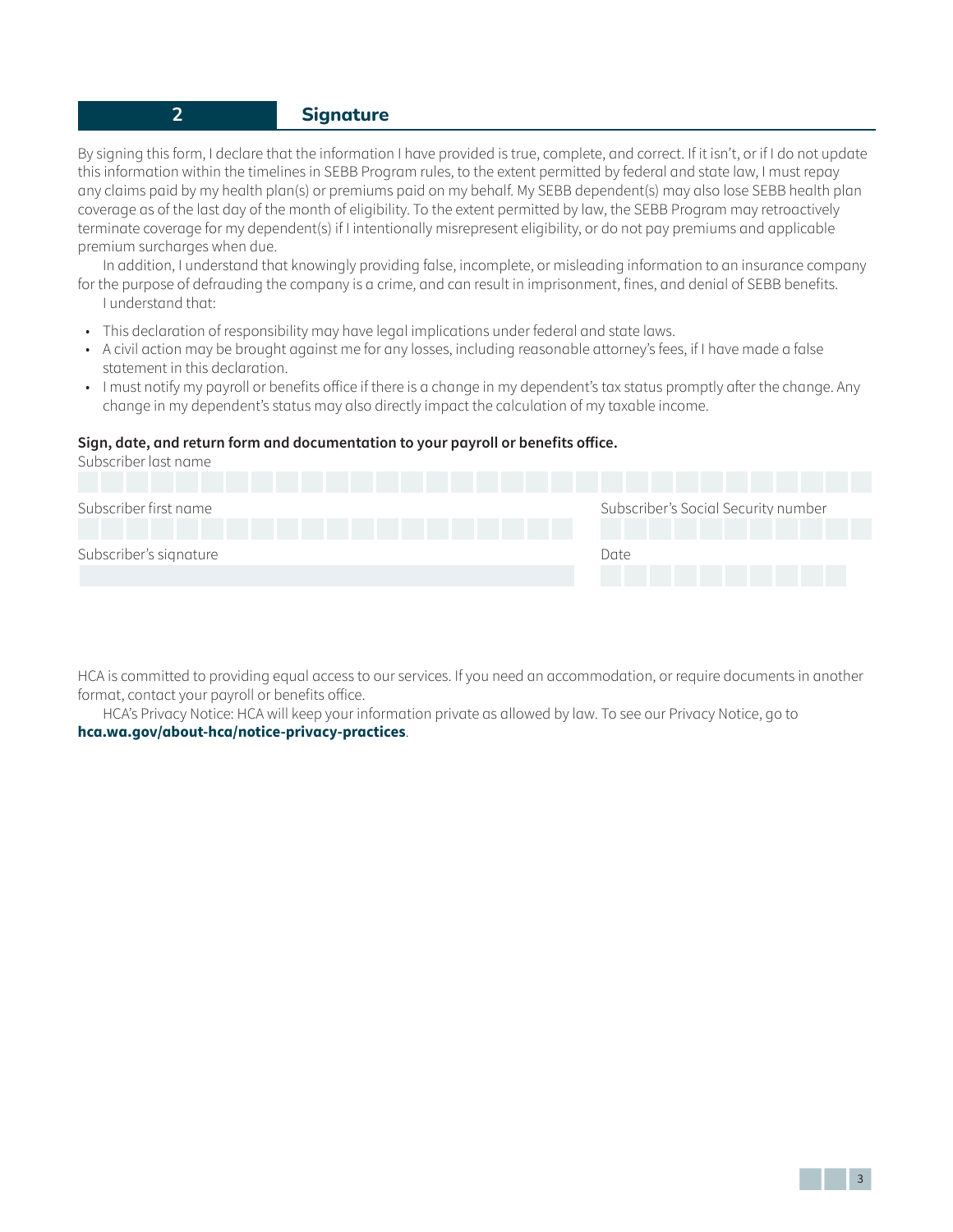## 2 Signature

By signing this form, I declare that the information I have provided is true, complete, and correct. If it isn't, or if I do not update this information within the timelines in SEBB Program rules, to the extent permitted by federal and state law, I must repay any claims paid by my health plan(s) or premiums paid on my behalf. My SEBB dependent(s) may also lose SEBB health plan coverage as of the last day of the month of eligibility. To the extent permitted by law, the SEBB Program may retroactively terminate coverage for my dependent(s) if I intentionally misrepresent eligibility, or do not pay premiums and applicable premium surcharges when due.

In addition, I understand that knowingly providing false, incomplete, or misleading information to an insurance company for the purpose of defrauding the company is a crime, and can result in imprisonment, fines, and denial of SEBB benefits.

I understand that:

- This declaration of responsibility may have legal implications under federal and state laws.
- A civil action may be brought against me for any losses, including reasonable attorney's fees, if I have made a false statement in this declaration.
- I must notify my payroll or benefits office if there is a change in my dependent's tax status promptly after the change. Any change in my dependent's status may also directly impact the calculation of my taxable income.

**Sign, date, and return form and documentation to your payroll or benefits office.**

Subscriber last name

Subscriber first name

Subscriber's Social Security number

Subscriber's signature

Date

HCA is committed to providing equal access to our services. If you need an accommodation, or require documents in another format, contact your payroll or benefits office.

HCA's Privacy Notice: HCA will keep your information private as allowed by law. To see our Privacy Notice, go to **hca.wa.gov/about-hca/notice-privacy-practices**.